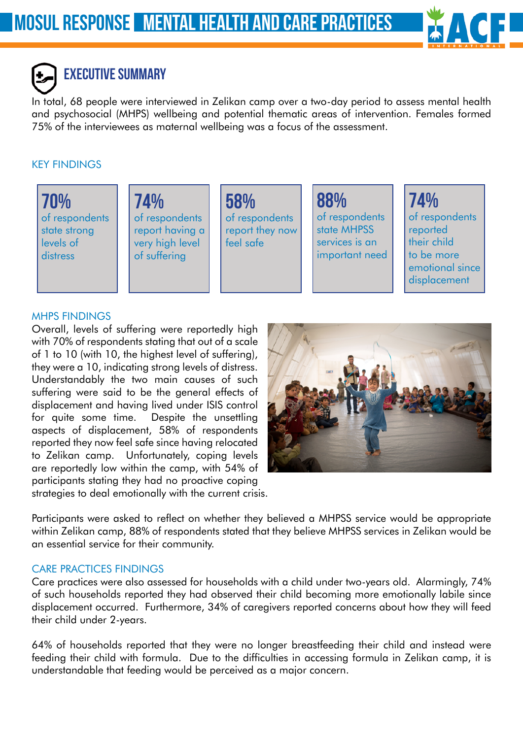# MOSUL RESPONSE MENTAL HEALTH AND CARE PRACTICES

## EXECUTIVE SUMMARY

In total, 68 people were interviewed in Zelikan camp over a two-day period to assess mental health and psychosocial (MHPS) wellbeing and potential thematic areas of intervention. Females formed 75% of the interviewees as maternal wellbeing was a focus of the assessment.

### KEY FINDINGS

**70%** of respondents state strong levels of distress

**74%** of respondents report having a very high level of suffering

**58%** of respondents report they now feel safe

**88%** of respondents state MHPSS services is an important need

**74%** of respondents reported their child to be more emotional since displacement

### MHPS FINDINGS

Overall, levels of suffering were reportedly high with 70% of respondents stating that out of a scale of 1 to 10 (with 10, the highest level of suffering), they were a 10, indicating strong levels of distress. Understandably the two main causes of such suffering were said to be the general effects of displacement and having lived under ISIS control for quite some time. Despite the unsettling aspects of displacement, 58% of respondents reported they now feel safe since having relocated to Zelikan camp. Unfortunately, coping levels are reportedly low within the camp, with 54% of participants stating they had no proactive coping strategies to deal emotionally with the current crisis.

Participants were asked to reflect on whether they believed a MHPSS service would be appropriate within Zelikan camp, 88% of respondents stated that they believe MHPSS services in Zelikan would be an essential service for their community.

### CARE PRACTICES FINDINGS

Care practices were also assessed for households with a child under two-years old. Alarmingly, 74% of such households reported they had observed their child becoming more emotionally labile since displacement occurred. Furthermore, 34% of caregivers reported concerns about how they will feed their child under 2-years.

64% of households reported that they were no longer breastfeeding their child and instead were feeding their child with formula. Due to the difficulties in accessing formula in Zelikan camp, it is understandable that feeding would be perceived as a major concern.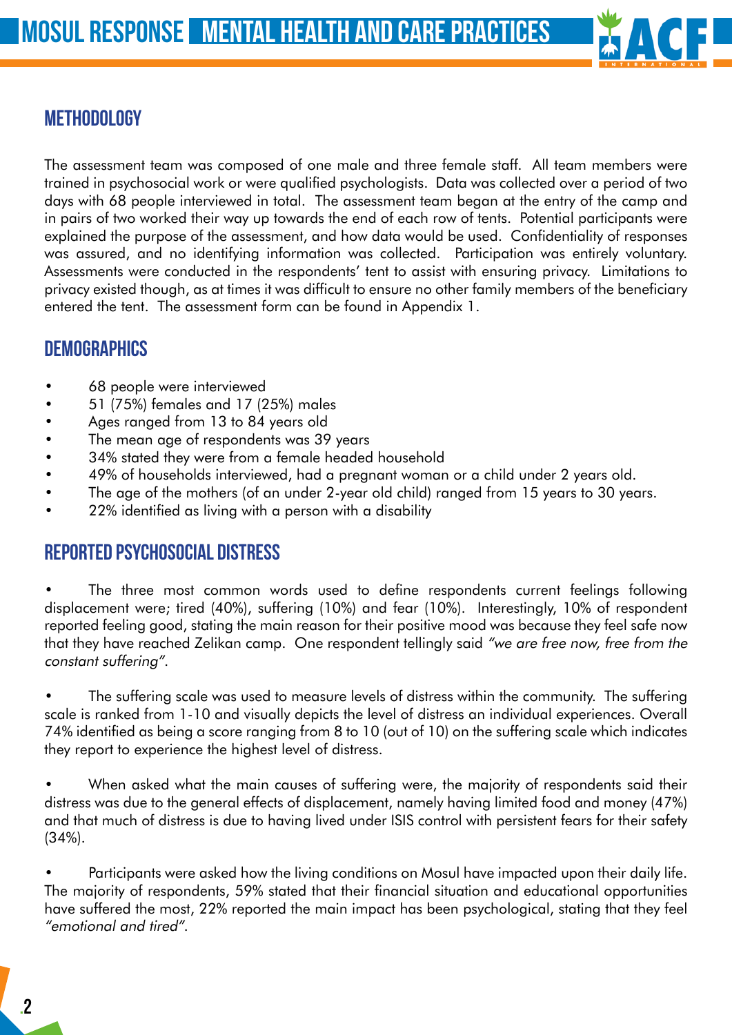## METHODOLOGY

The assessment team was composed of one male and three female staff. All team members were trained in psychosocial work or were qualified psychologists. Data was collected over a period of two days with 68 people interviewed in total. The assessment team began at the entry of the camp and in pairs of two worked their way up towards the end of each row of tents. Potential participants were explained the purpose of the assessment, and how data would be used. Confidentiality of responses was assured, and no identifying information was collected. Participation was entirely voluntary. Assessments were conducted in the respondents' tent to assist with ensuring privacy. Limitations to privacy existed though, as at times it was difficult to ensure no other family members of the beneficiary entered the tent. The assessment form can be found in Appendix 1.

## DEMOGRAPHICS

- 68 people were interviewed
- 51 (75%) females and 17 (25%) males
- Ages ranged from 13 to 84 years old
- The mean age of respondents was 39 years
- 34% stated they were from a female headed household
- 49% of households interviewed, had a pregnant woman or a child under 2 years old.
- The age of the mothers (of an under 2-year old child) ranged from 15 years to 30 years.
- 22% identified as living with a person with a disability

## REPORTED PSYCHOSOCIAL DISTRESS

- The three most common words used to define respondents current feelings following displacement were; tired (40%), suffering (10%) and fear (10%). Interestingly, 10% of respondent reported feeling good, stating the main reason for their positive mood was because they feel safe now that they have reached Zelikan camp. One respondent tellingly said *"we are free now, free from the constant suffering"*.

- The suffering scale was used to measure levels of distress within the community. The suffering scale is ranked from 1-10 and visually depicts the level of distress an individual experiences. Overall 74% identified as being a score ranging from 8 to 10 (out of 10) on the suffering scale which indicates they report to experience the highest level of distress.

- When asked what the main causes of suffering were, the majority of respondents said their distress was due to the general effects of displacement, namely having limited food and money (47%) and that much of distress is due to having lived under ISIS control with persistent fears for their safety (34%).

- Participants were asked how the living conditions on Mosul have impacted upon their daily life. The majority of respondents, 59% stated that their financial situation and educational opportunities have suffered the most, 22% reported the main impact has been psychological, stating that they feel *"emotional and tired"*.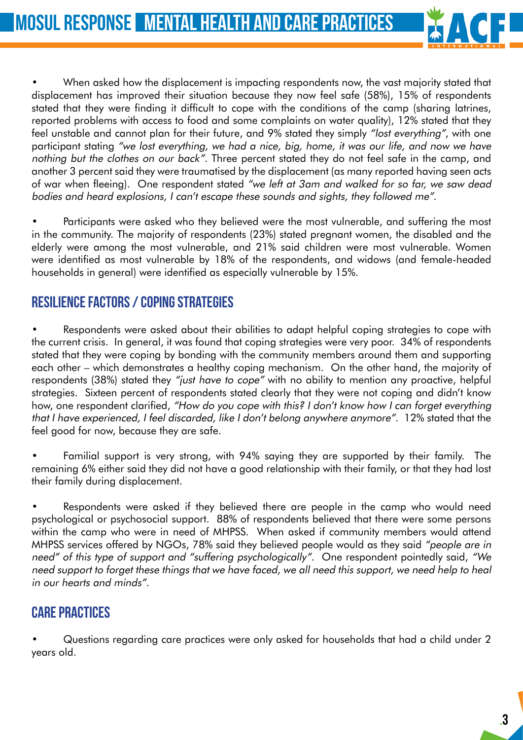- When asked how the displacement is impacting respondents now, the vast majority stated that displacement has improved their situation because they now feel safe (58%), 15% of respondents stated that they were finding it difficult to cope with the conditions of the camp (sharing latrines, reported problems with access to food and some complaints on water quality), 12% stated that they feel unstable and cannot plan for their future, and 9% stated they simply *"lost everything"*, with one participant stating *"we lost everything, we had a nice, big, home, it was our life, and now we have nothing but the clothes on our back"*. Three percent stated they do not feel safe in the camp, and another 3 percent said they were traumatised by the displacement (as many reported having seen acts of war when fleeing). One respondent stated *"we left at 3am and walked for so far, we saw dead bodies and heard explosions, I can't escape these sounds and sights, they followed me"*.

- Participants were asked who they believed were the most vulnerable, and suffering the most in the community. The majority of respondents (23%) stated pregnant women, the disabled and the elderly were among the most vulnerable, and 21% said children were most vulnerable. Women were identified as most vulnerable by 18% of the respondents, and widows (and female-headed households in general) were identified as especially vulnerable by 15%.

## RESILIENCE FACTORS / COPING STRATEGIES

- Respondents were asked about their abilities to adapt helpful coping strategies to cope with the current crisis. In general, it was found that coping strategies were very poor. 34% of respondents stated that they were coping by bonding with the community members around them and supporting each other – which demonstrates a healthy coping mechanism. On the other hand, the majority of respondents (38%) stated they *"just have to cope"* with no ability to mention any proactive, helpful strategies. Sixteen percent of respondents stated clearly that they were not coping and didn't know how, one respondent clarified, *"How do you cope with this? I don't know how I can forget everything that I have experienced, I feel discarded, like I don't belong anywhere anymore"*. 12% stated that the feel good for now, because they are safe.

- Familial support is very strong, with 94% saying they are supported by their family. The remaining 6% either said they did not have a good relationship with their family, or that they had lost their family during displacement.

- Respondents were asked if they believed there are people in the camp who would need psychological or psychosocial support. 88% of respondents believed that there were some persons within the camp who were in need of MHPSS. When asked if community members would attend MHPSS services offered by NGOs, 78% said they believed people would as they said *"people are in need" of this type of support and "suffering psychologically"*. One respondent pointedly said, *"We need support to forget these things that we have faced, we all need this support, we need help to heal in our hearts and minds"*.

## CARE PRACTICES

- Questions regarding care practices were only asked for households that had a child under 2 years old.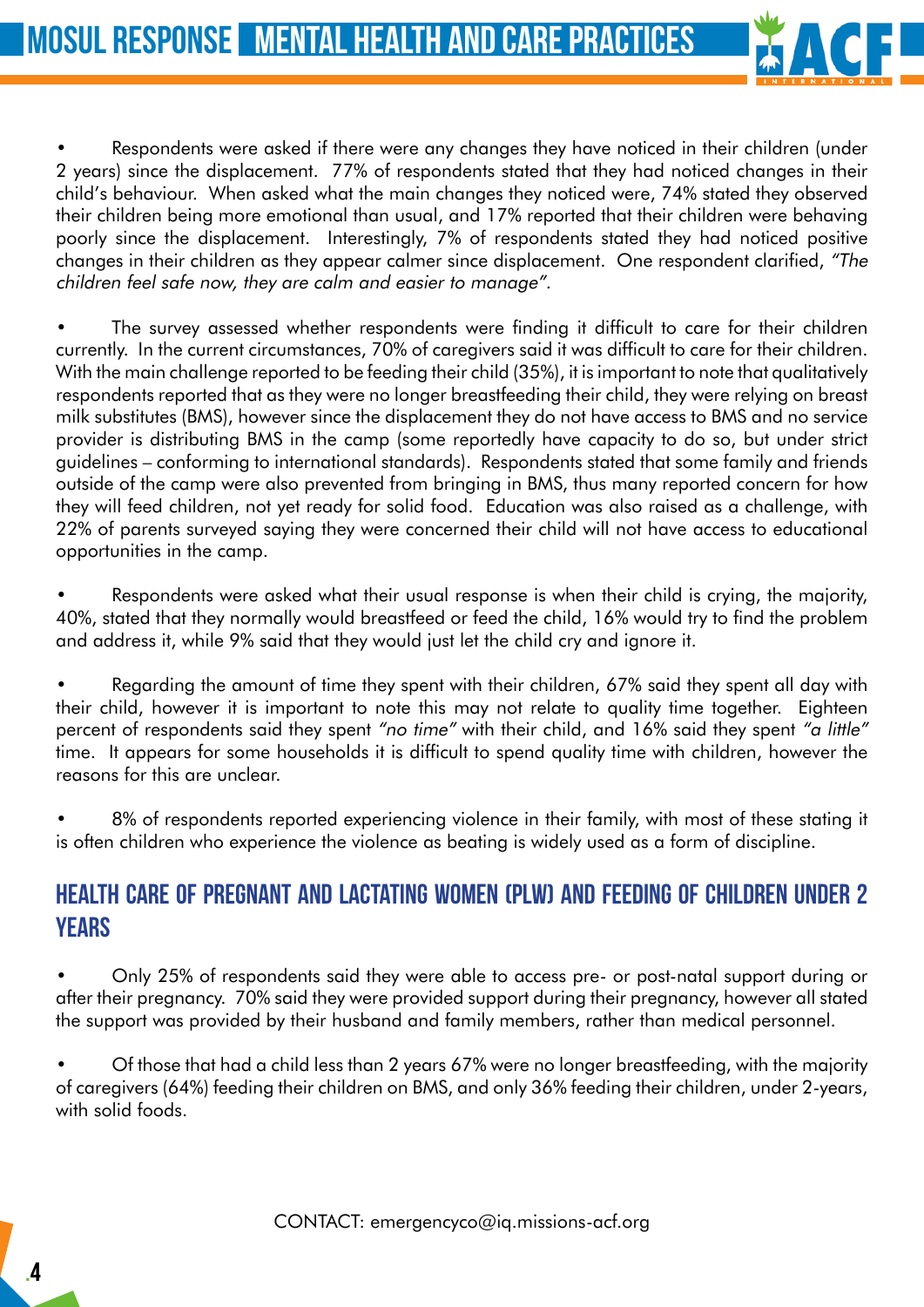- Respondents were asked if there were any changes they have noticed in their children (under 2 years) since the displacement. 77% of respondents stated that they had noticed changes in their child's behaviour. When asked what the main changes they noticed were, 74% stated they observed their children being more emotional than usual, and 17% reported that their children were behaving poorly since the displacement. Interestingly, 7% of respondents stated they had noticed positive changes in their children as they appear calmer since displacement. One respondent clarified, *"The children feel safe now, they are calm and easier to manage".*

- The survey assessed whether respondents were finding it difficult to care for their children currently. In the current circumstances, 70% of caregivers said it was difficult to care for their children. With the main challenge reported to be feeding their child (35%), it is important to note that qualitatively respondents reported that as they were no longer breastfeeding their child, they were relying on breast milk substitutes (BMS), however since the displacement they do not have access to BMS and no service provider is distributing BMS in the camp (some reportedly have capacity to do so, but under strict guidelines – conforming to international standards). Respondents stated that some family and friends outside of the camp were also prevented from bringing in BMS, thus many reported concern for how they will feed children, not yet ready for solid food. Education was also raised as a challenge, with 22% of parents surveyed saying they were concerned their child will not have access to educational opportunities in the camp.

- Respondents were asked what their usual response is when their child is crying, the majority, 40%, stated that they normally would breastfeed or feed the child, 16% would try to find the problem and address it, while 9% said that they would just let the child cry and ignore it.

- Regarding the amount of time they spent with their children, 67% said they spent all day with their child, however it is important to note this may not relate to quality time together. Eighteen percent of respondents said they spent *"no time"* with their child, and 16% said they spent *"a little"* time. It appears for some households it is difficult to spend quality time with children, however the reasons for this are unclear.

- 8% of respondents reported experiencing violence in their family, with most of these stating it is often children who experience the violence as beating is widely used as a form of discipline.

## HEALTH CARE OF PREGNANT AND LACTATING WOMEN (PLW) AND FEEDING OF CHILDREN UNDER 2 YEARS

- Only 25% of respondents said they were able to access pre- or post-natal support during or after their pregnancy. 70% said they were provided support during their pregnancy, however all stated the support was provided by their husband and family members, rather than medical personnel.

- Of those that had a child less than 2 years 67% were no longer breastfeeding, with the majority of caregivers (64%) feeding their children on BMS, and only 36% feeding their children, under 2-years, with solid foods.

CONTACT: emergencyco@iq.missions-acf.org